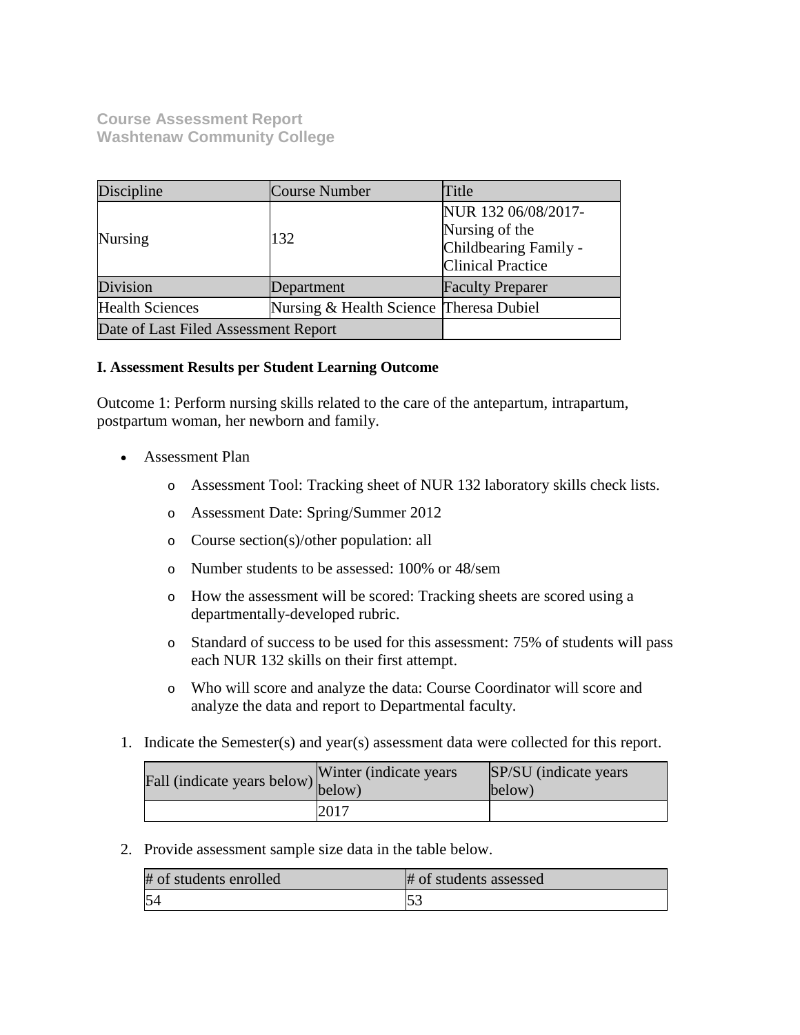**Course Assessment Report**
**Washtenaw Community College**

| Discipline | Course Number | Title |
|---|---|---|
| Nursing | 132 | NUR 132 06/08/2017- Nursing of the Childbearing Family - Clinical Practice |
| Division | Department | Faculty Preparer |
| Health Sciences | Nursing & Health Science | Theresa Dubiel |
| Date of Last Filed Assessment Report | | |

**I. Assessment Results per Student Learning Outcome**

Outcome 1: Perform nursing skills related to the care of the antepartum, intrapartum, postpartum woman, her newborn and family.

- Assessment Plan
    - Assessment Tool: Tracking sheet of NUR 132 laboratory skills check lists.
    - Assessment Date: Spring/Summer 2012
    - Course section(s)/other population: all
    - Number students to be assessed: 100% or 48/sem
    - How the assessment will be scored: Tracking sheets are scored using a departmentally-developed rubric.
    - Standard of success to be used for this assessment: 75% of students will pass each NUR 132 skills on their first attempt.
    - Who will score and analyze the data: Course Coordinator will score and analyze the data and report to Departmental faculty.

1. Indicate the Semester(s) and year(s) assessment data were collected for this report.

| Fall (indicate years below) | Winter (indicate years below) | SP/SU (indicate years below) |
|---|---|---|
| | 2017 | |

2. Provide assessment sample size data in the table below.

| # of students enrolled | # of students assessed |
|---|---|
| 54 | 53 |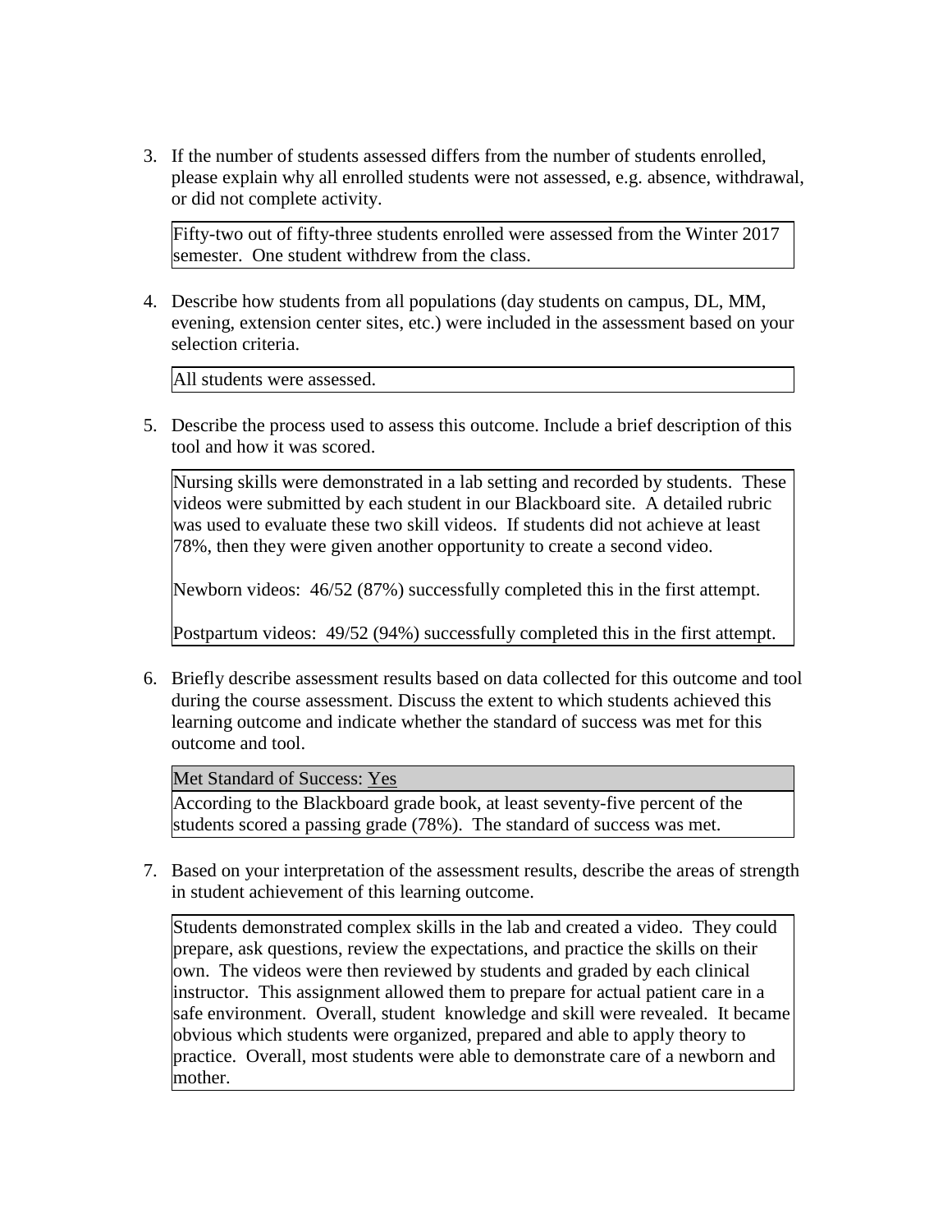3. If the number of students assessed differs from the number of students enrolled, please explain why all enrolled students were not assessed, e.g. absence, withdrawal, or did not complete activity.

| Fifty-two out of fifty-three students enrolled were assessed from the Winter 2017 semester. One student withdrew from the class. |
|---|

4. Describe how students from all populations (day students on campus, DL, MM, evening, extension center sites, etc.) were included in the assessment based on your selection criteria.

| All students were assessed. |
|---|

5. Describe the process used to assess this outcome. Include a brief description of this tool and how it was scored.

Nursing skills were demonstrated in a lab setting and recorded by students. These videos were submitted by each student in our Blackboard site. A detailed rubric was used to evaluate these two skill videos. If students did not achieve at least 78%, then they were given another opportunity to create a second video.

Newborn videos: 46/52 (87%) successfully completed this in the first attempt.

Postpartum videos: 49/52 (94%) successfully completed this in the first attempt.

6. Briefly describe assessment results based on data collected for this outcome and tool during the course assessment. Discuss the extent to which students achieved this learning outcome and indicate whether the standard of success was met for this outcome and tool.

| Met Standard of Success: Yes |
|---|
| According to the Blackboard grade book, at least seventy-five percent of the students scored a passing grade (78%). The standard of success was met. |

7. Based on your interpretation of the assessment results, describe the areas of strength in student achievement of this learning outcome.

Students demonstrated complex skills in the lab and created a video. They could prepare, ask questions, review the expectations, and practice the skills on their own. The videos were then reviewed by students and graded by each clinical instructor. This assignment allowed them to prepare for actual patient care in a safe environment. Overall, student knowledge and skill were revealed. It became obvious which students were organized, prepared and able to apply theory to practice. Overall, most students were able to demonstrate care of a newborn and mother.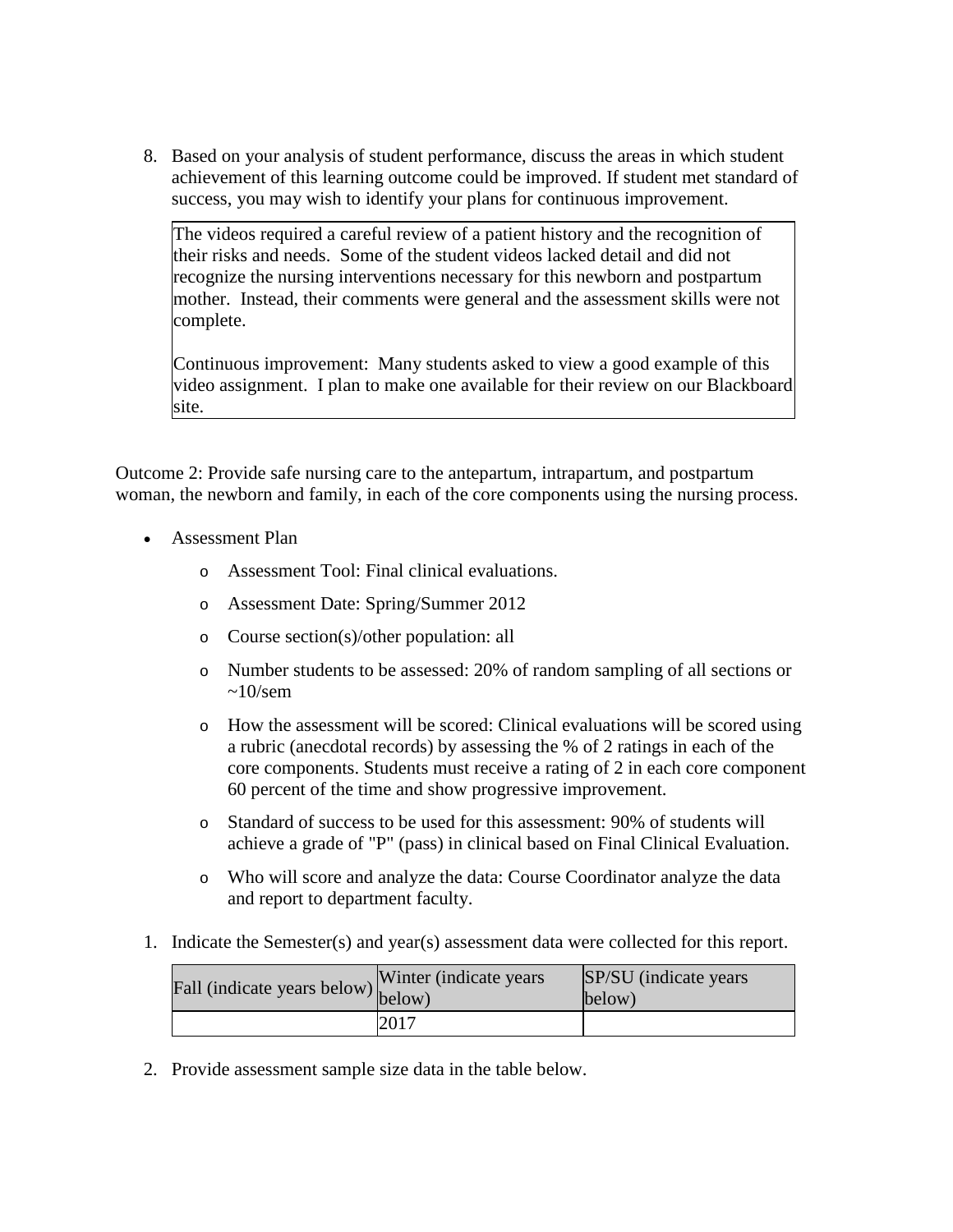8. Based on your analysis of student performance, discuss the areas in which student achievement of this learning outcome could be improved. If student met standard of success, you may wish to identify your plans for continuous improvement.

| The videos required a careful review of a patient history and the recognition of their risks and needs. Some of the student videos lacked detail and did not recognize the nursing interventions necessary for this newborn and postpartum mother. Instead, their comments were general and the assessment skills were not complete.<br><br>Continuous improvement: Many students asked to view a good example of this video assignment. I plan to make one available for their review on our Blackboard site. |
|---|

Outcome 2: Provide safe nursing care to the antepartum, intrapartum, and postpartum woman, the newborn and family, in each of the core components using the nursing process.

- Assessment Plan
  - Assessment Tool: Final clinical evaluations.
  - Assessment Date: Spring/Summer 2012
  - Course section(s)/other population: all
  - Number students to be assessed: 20% of random sampling of all sections or ~10/sem
  - How the assessment will be scored: Clinical evaluations will be scored using a rubric (anecdotal records) by assessing the % of 2 ratings in each of the core components. Students must receive a rating of 2 in each core component 60 percent of the time and show progressive improvement.
  - Standard of success to be used for this assessment: 90% of students will achieve a grade of "P" (pass) in clinical based on Final Clinical Evaluation.
  - Who will score and analyze the data: Course Coordinator analyze the data and report to department faculty.

1. Indicate the Semester(s) and year(s) assessment data were collected for this report.

| Fall (indicate years below) | Winter (indicate years below) | SP/SU (indicate years below) |
|---|---|---|
| | 2017 | |

2. Provide assessment sample size data in the table below.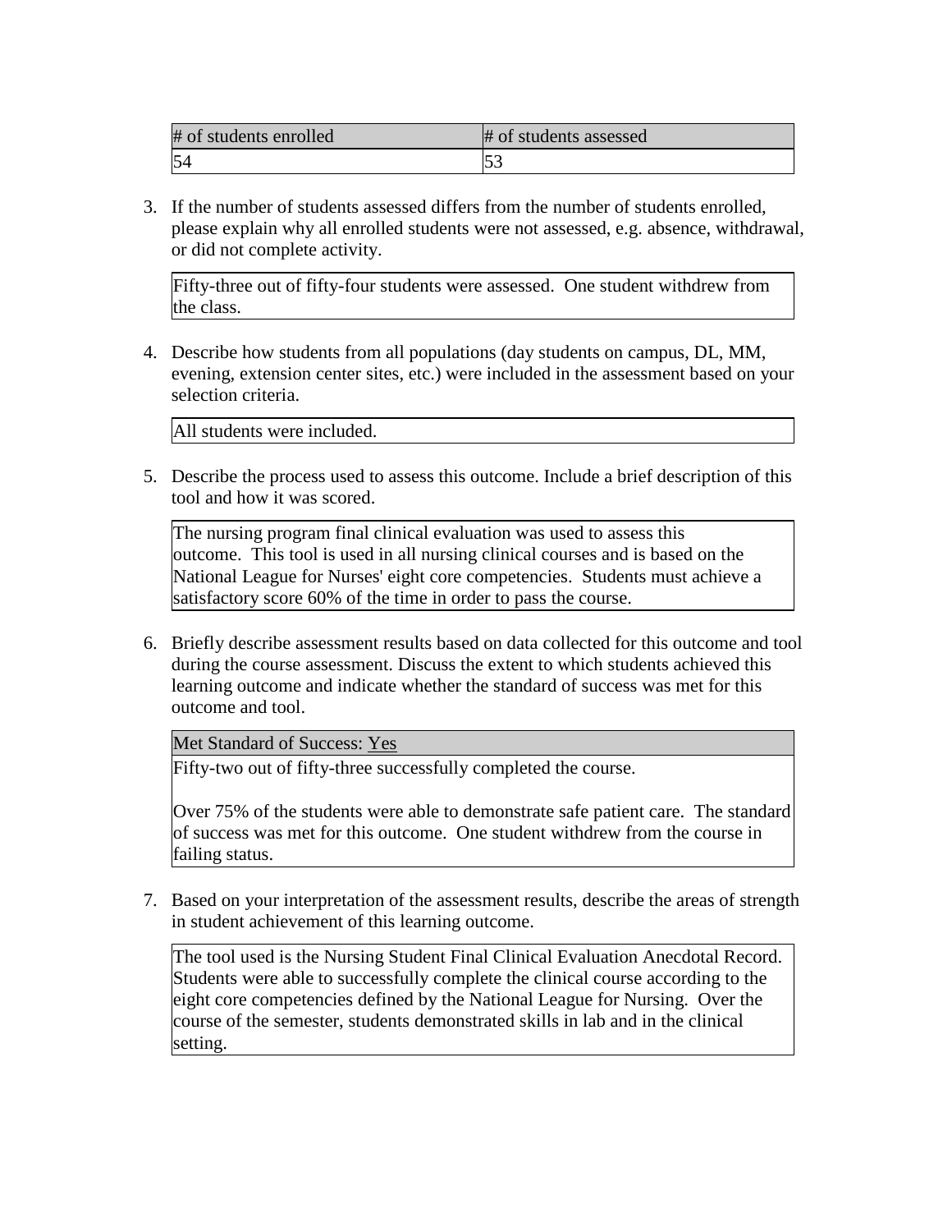| # of students enrolled | # of students assessed |
| --- | --- |
| 54 | 53 |

3. If the number of students assessed differs from the number of students enrolled, please explain why all enrolled students were not assessed, e.g. absence, withdrawal, or did not complete activity.

| Fifty-three out of fifty-four students were assessed. One student withdrew from the class. |
| --- |

4. Describe how students from all populations (day students on campus, DL, MM, evening, extension center sites, etc.) were included in the assessment based on your selection criteria.

| All students were included. |
| --- |

5. Describe the process used to assess this outcome. Include a brief description of this tool and how it was scored.

| The nursing program final clinical evaluation was used to assess this outcome. This tool is used in all nursing clinical courses and is based on the National League for Nurses' eight core competencies. Students must achieve a satisfactory score 60% of the time in order to pass the course. |
| --- |

6. Briefly describe assessment results based on data collected for this outcome and tool during the course assessment. Discuss the extent to which students achieved this learning outcome and indicate whether the standard of success was met for this outcome and tool.

| Met Standard of Success: Yes |
| --- |
| Fifty-two out of fifty-three successfully completed the course.<br><br>Over 75% of the students were able to demonstrate safe patient care. The standard of success was met for this outcome. One student withdrew from the course in failing status. |

7. Based on your interpretation of the assessment results, describe the areas of strength in student achievement of this learning outcome.

| The tool used is the Nursing Student Final Clinical Evaluation Anecdotal Record. Students were able to successfully complete the clinical course according to the eight core competencies defined by the National League for Nursing. Over the course of the semester, students demonstrated skills in lab and in the clinical setting. |
| --- |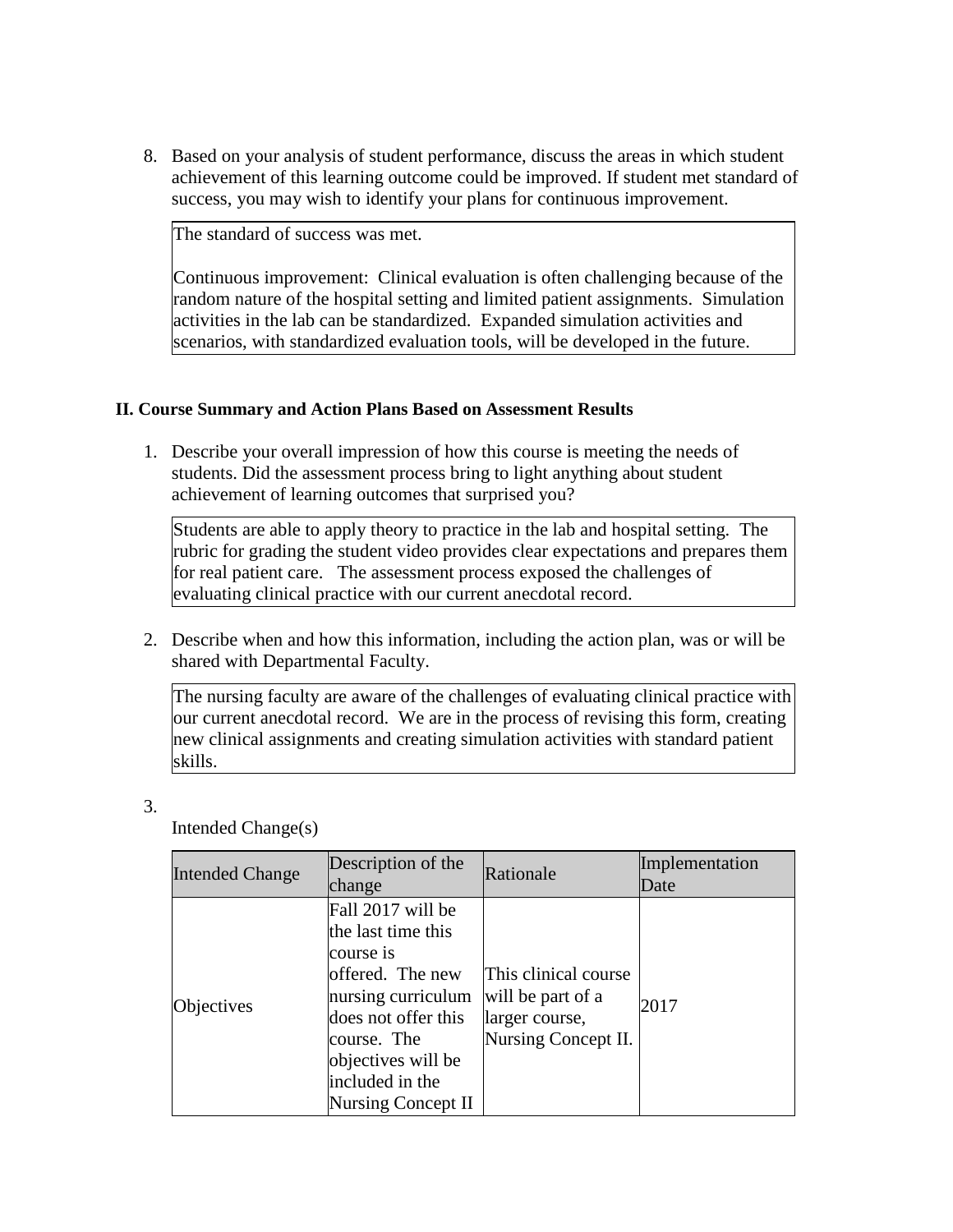8. Based on your analysis of student performance, discuss the areas in which student achievement of this learning outcome could be improved. If student met standard of success, you may wish to identify your plans for continuous improvement.

The standard of success was met.

Continuous improvement: Clinical evaluation is often challenging because of the random nature of the hospital setting and limited patient assignments. Simulation activities in the lab can be standardized. Expanded simulation activities and scenarios, with standardized evaluation tools, will be developed in the future.

**II. Course Summary and Action Plans Based on Assessment Results**

1. Describe your overall impression of how this course is meeting the needs of students. Did the assessment process bring to light anything about student achievement of learning outcomes that surprised you?

Students are able to apply theory to practice in the lab and hospital setting. The rubric for grading the student video provides clear expectations and prepares them for real patient care. The assessment process exposed the challenges of evaluating clinical practice with our current anecdotal record.

2. Describe when and how this information, including the action plan, was or will be shared with Departmental Faculty.

The nursing faculty are aware of the challenges of evaluating clinical practice with our current anecdotal record. We are in the process of revising this form, creating new clinical assignments and creating simulation activities with standard patient skills.

3. Intended Change(s)

| Intended Change | Description of the change | Rationale | Implementation Date |
|---|---|---|---|
| Objectives | Fall 2017 will be the last time this course is offered. The new nursing curriculum does not offer this course. The objectives will be included in the Nursing Concept II | This clinical course will be part of a larger course, Nursing Concept II. | 2017 |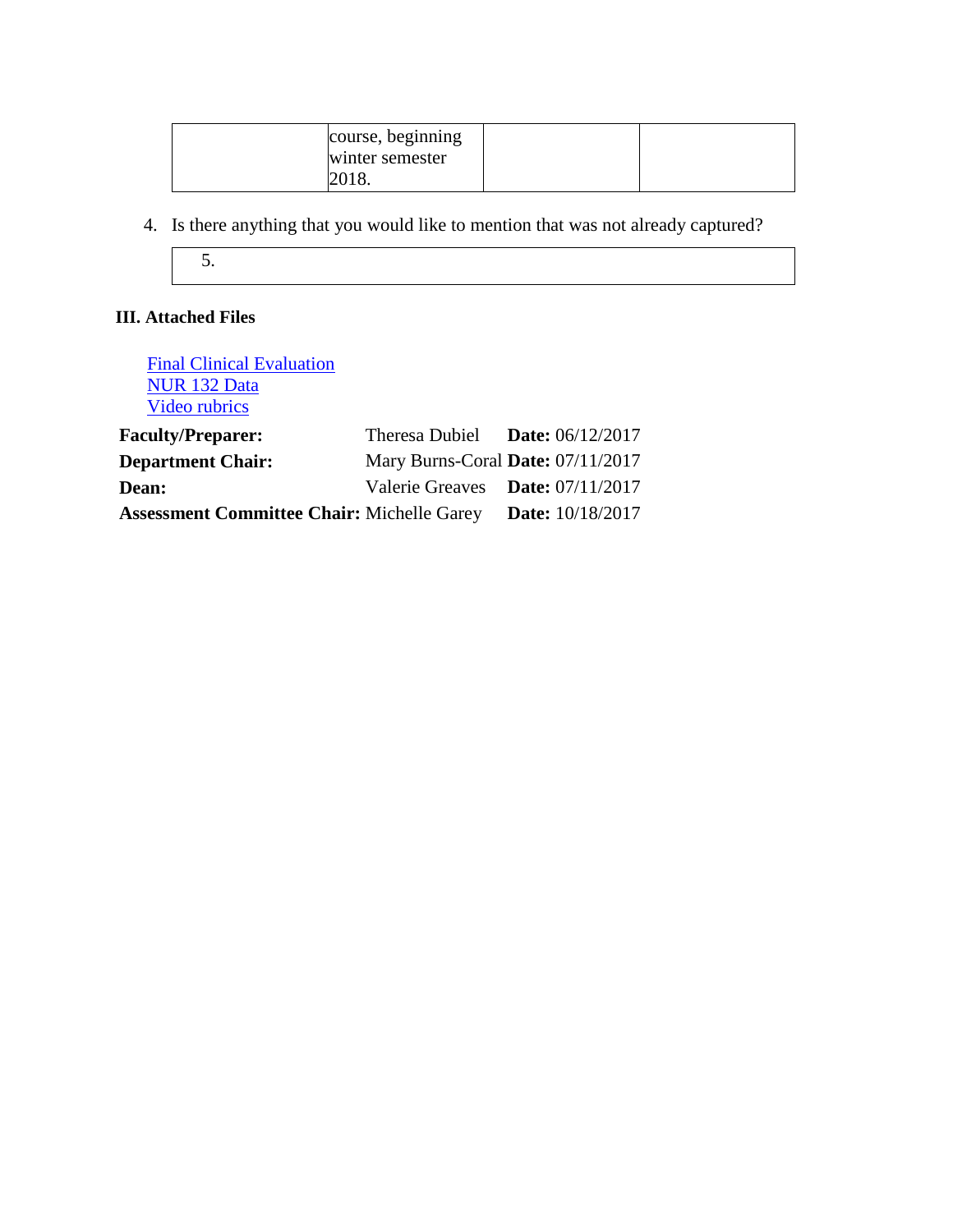| | course, beginning winter semester 2018. | | |
|---|---|---|---|

4. Is there anything that you would like to mention that was not already captured?

| 5. |
|---|

### III. Attached Files

Final Clinical Evaluation
NUR 132 Data
Video rubrics

| | | |
|---|---|---|
| **Faculty/Preparer:** | Theresa Dubiel | **Date:** 06/12/2017 |
| **Department Chair:** | Mary Burns-Coral | **Date:** 07/11/2017 |
| **Dean:** | Valerie Greaves | **Date:** 07/11/2017 |
| **Assessment Committee Chair:** | Michelle Garey | **Date:** 10/18/2017 |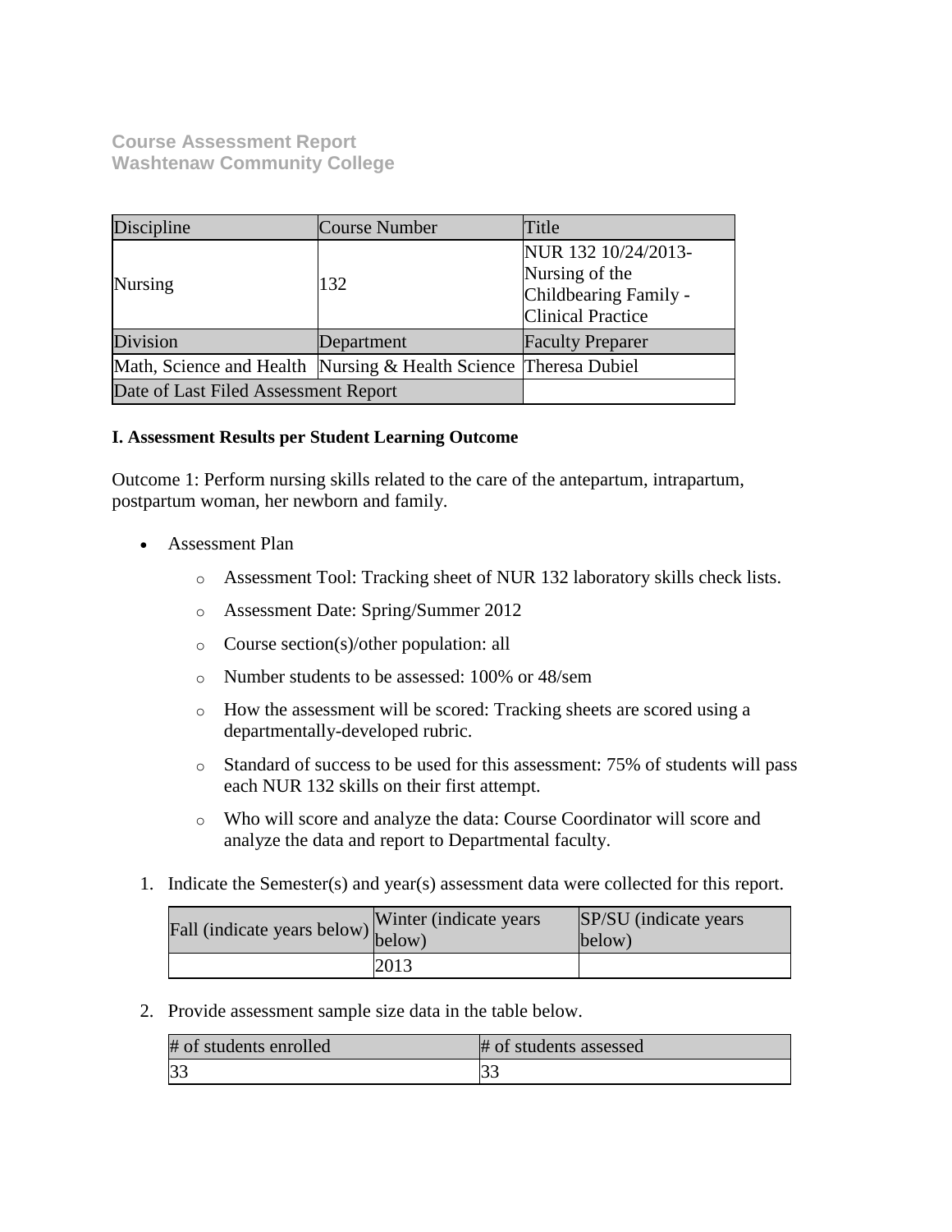**Course Assessment Report**
**Washtenaw Community College**

| Discipline | Course Number | Title |
| --- | --- | --- |
| Nursing | 132 | NUR 132 10/24/2013- Nursing of the Childbearing Family - Clinical Practice |
| Division | Department | Faculty Preparer |
| Math, Science and Health | Nursing & Health Science | Theresa Dubiel |
| Date of Last Filed Assessment Report | | |

**I. Assessment Results per Student Learning Outcome**

Outcome 1: Perform nursing skills related to the care of the antepartum, intrapartum, postpartum woman, her newborn and family.

- Assessment Plan
  - Assessment Tool: Tracking sheet of NUR 132 laboratory skills check lists.
  - Assessment Date: Spring/Summer 2012
  - Course section(s)/other population: all
  - Number students to be assessed: 100% or 48/sem
  - How the assessment will be scored: Tracking sheets are scored using a departmentally-developed rubric.
  - Standard of success to be used for this assessment: 75% of students will pass each NUR 132 skills on their first attempt.
  - Who will score and analyze the data: Course Coordinator will score and analyze the data and report to Departmental faculty.

1. Indicate the Semester(s) and year(s) assessment data were collected for this report.

| Fall (indicate years below) | Winter (indicate years below) | SP/SU (indicate years below) |
| --- | --- | --- |
| | 2013 | |

2. Provide assessment sample size data in the table below.

| # of students enrolled | # of students assessed |
| --- | --- |
| 33 | 33 |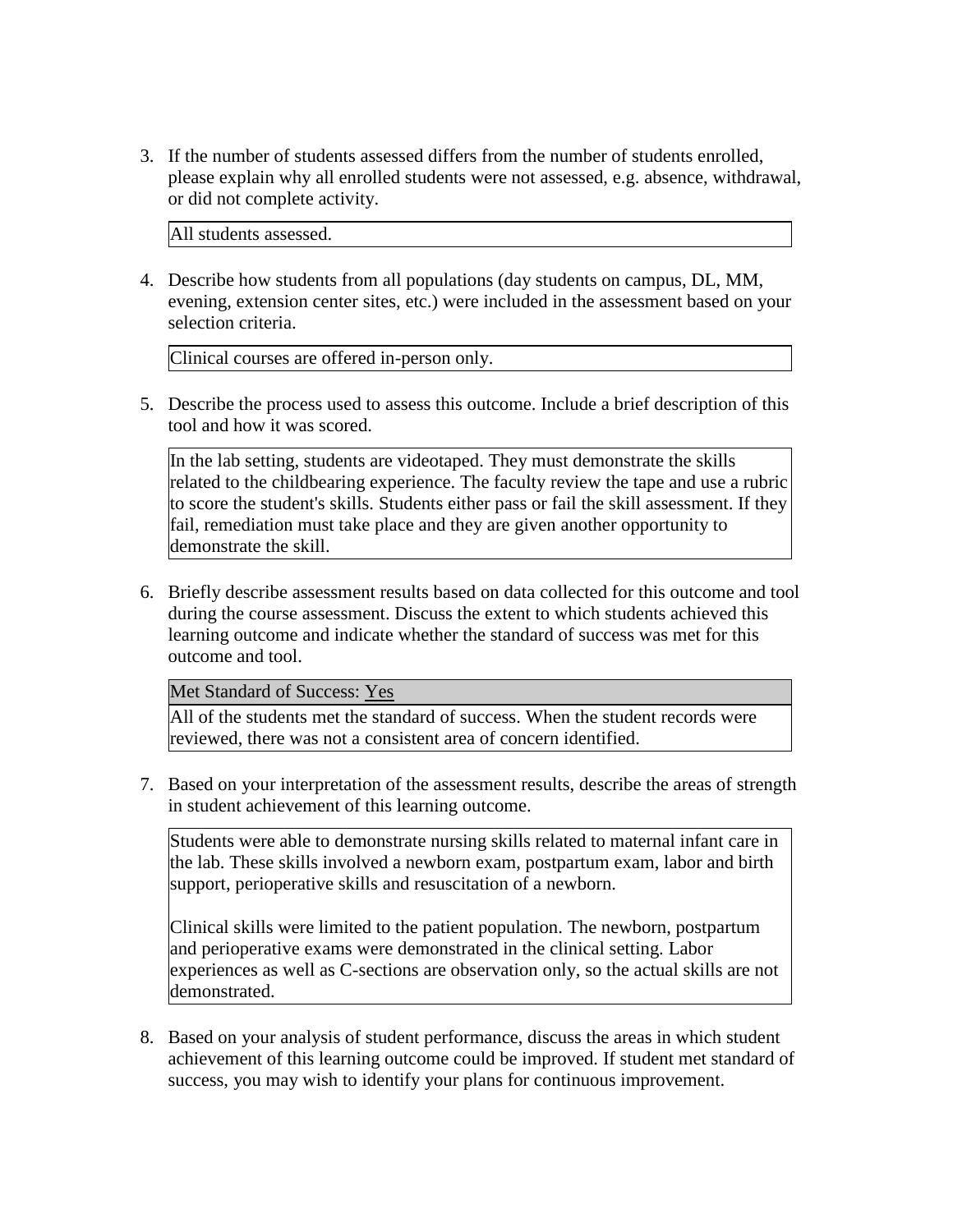3. If the number of students assessed differs from the number of students enrolled, please explain why all enrolled students were not assessed, e.g. absence, withdrawal, or did not complete activity.

   All students assessed.

4. Describe how students from all populations (day students on campus, DL, MM, evening, extension center sites, etc.) were included in the assessment based on your selection criteria.

   Clinical courses are offered in-person only.

5. Describe the process used to assess this outcome. Include a brief description of this tool and how it was scored.

   In the lab setting, students are videotaped. They must demonstrate the skills related to the childbearing experience. The faculty review the tape and use a rubric to score the student's skills. Students either pass or fail the skill assessment. If they fail, remediation must take place and they are given another opportunity to demonstrate the skill.

6. Briefly describe assessment results based on data collected for this outcome and tool during the course assessment. Discuss the extent to which students achieved this learning outcome and indicate whether the standard of success was met for this outcome and tool.

   Met Standard of Success: Yes

   All of the students met the standard of success. When the student records were reviewed, there was not a consistent area of concern identified.

7. Based on your interpretation of the assessment results, describe the areas of strength in student achievement of this learning outcome.

   Students were able to demonstrate nursing skills related to maternal infant care in the lab. These skills involved a newborn exam, postpartum exam, labor and birth support, perioperative skills and resuscitation of a newborn.

   Clinical skills were limited to the patient population. The newborn, postpartum and perioperative exams were demonstrated in the clinical setting. Labor experiences as well as C-sections are observation only, so the actual skills are not demonstrated.

8. Based on your analysis of student performance, discuss the areas in which student achievement of this learning outcome could be improved. If student met standard of success, you may wish to identify your plans for continuous improvement.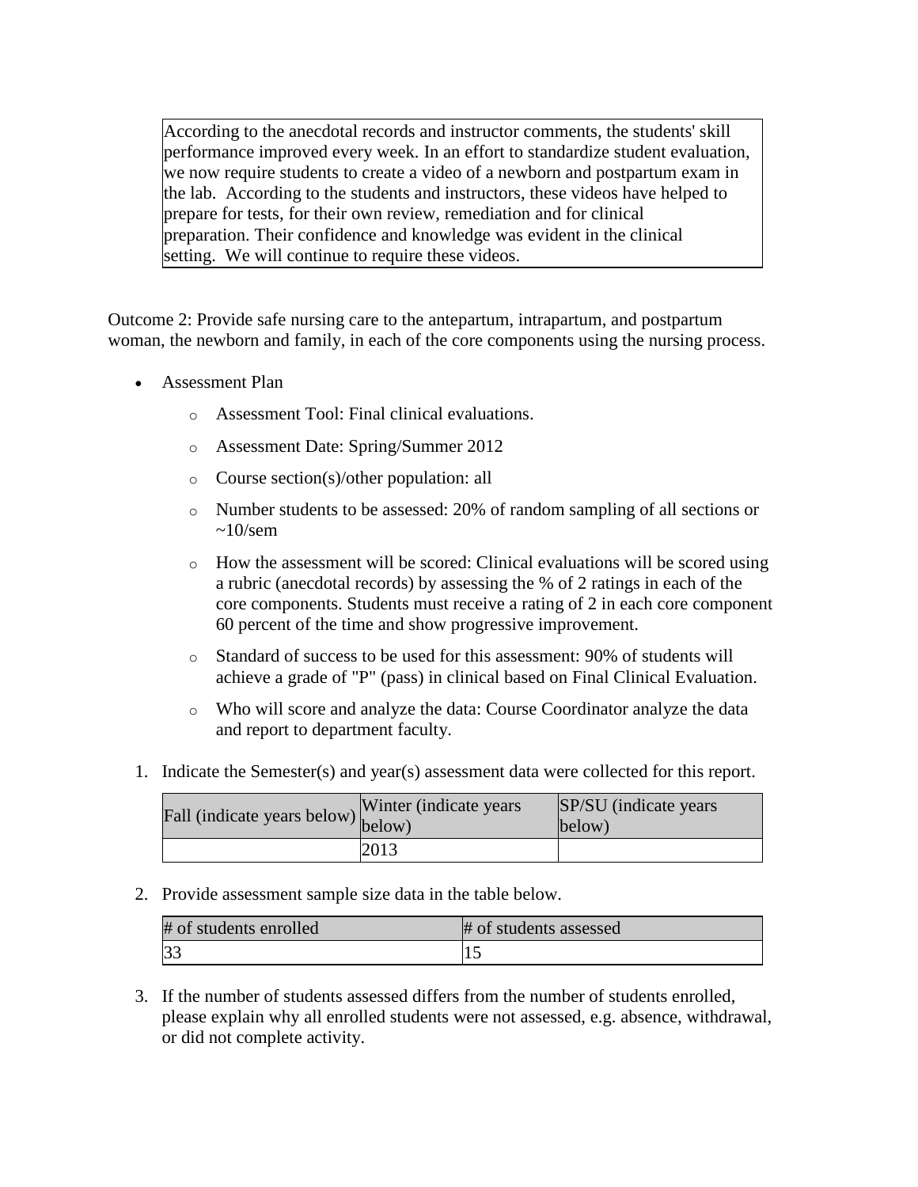According to the anecdotal records and instructor comments, the students' skill performance improved every week. In an effort to standardize student evaluation, we now require students to create a video of a newborn and postpartum exam in the lab. According to the students and instructors, these videos have helped to prepare for tests, for their own review, remediation and for clinical preparation. Their confidence and knowledge was evident in the clinical setting. We will continue to require these videos.

Outcome 2: Provide safe nursing care to the antepartum, intrapartum, and postpartum woman, the newborn and family, in each of the core components using the nursing process.

- Assessment Plan
    - Assessment Tool: Final clinical evaluations.
    - Assessment Date: Spring/Summer 2012
    - Course section(s)/other population: all
    - Number students to be assessed: 20% of random sampling of all sections or ~10/sem
    - How the assessment will be scored: Clinical evaluations will be scored using a rubric (anecdotal records) by assessing the % of 2 ratings in each of the core components. Students must receive a rating of 2 in each core component 60 percent of the time and show progressive improvement.
    - Standard of success to be used for this assessment: 90% of students will achieve a grade of "P" (pass) in clinical based on Final Clinical Evaluation.
    - Who will score and analyze the data: Course Coordinator analyze the data and report to department faculty.

1. Indicate the Semester(s) and year(s) assessment data were collected for this report.

| Fall (indicate years below) | Winter (indicate years below) | SP/SU (indicate years below) |
|---|---|---|
| | 2013 | |

2. Provide assessment sample size data in the table below.

| # of students enrolled | # of students assessed |
|---|---|
| 33 | 15 |

3. If the number of students assessed differs from the number of students enrolled, please explain why all enrolled students were not assessed, e.g. absence, withdrawal, or did not complete activity.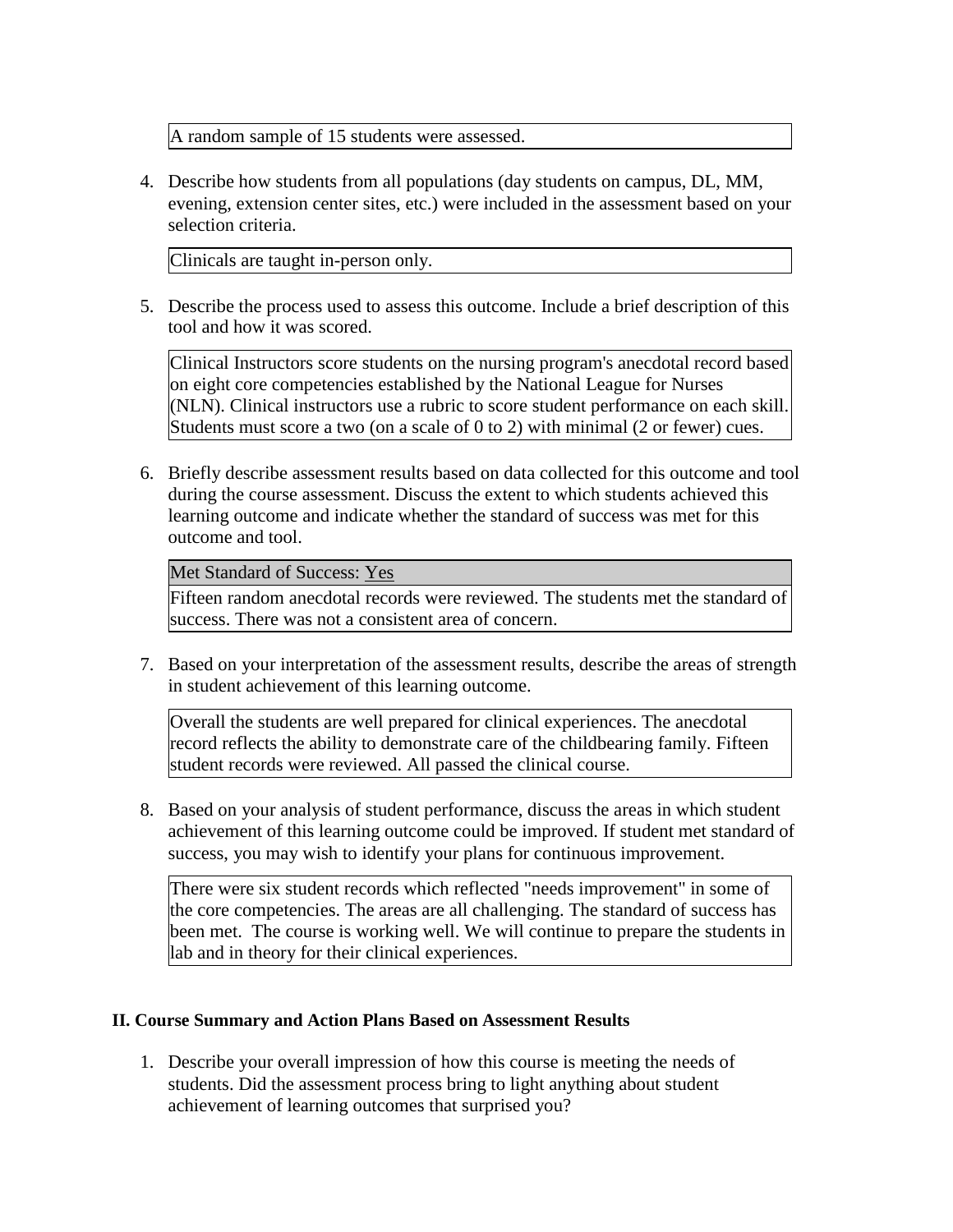A random sample of 15 students were assessed.

4. Describe how students from all populations (day students on campus, DL, MM, evening, extension center sites, etc.) were included in the assessment based on your selection criteria.

   Clinicals are taught in-person only.

5. Describe the process used to assess this outcome. Include a brief description of this tool and how it was scored.

   Clinical Instructors score students on the nursing program's anecdotal record based on eight core competencies established by the National League for Nurses (NLN). Clinical instructors use a rubric to score student performance on each skill. Students must score a two (on a scale of 0 to 2) with minimal (2 or fewer) cues.

6. Briefly describe assessment results based on data collected for this outcome and tool during the course assessment. Discuss the extent to which students achieved this learning outcome and indicate whether the standard of success was met for this outcome and tool.

   Met Standard of Success: Yes

   Fifteen random anecdotal records were reviewed. The students met the standard of success. There was not a consistent area of concern.

7. Based on your interpretation of the assessment results, describe the areas of strength in student achievement of this learning outcome.

   Overall the students are well prepared for clinical experiences. The anecdotal record reflects the ability to demonstrate care of the childbearing family. Fifteen student records were reviewed. All passed the clinical course.

8. Based on your analysis of student performance, discuss the areas in which student achievement of this learning outcome could be improved. If student met standard of success, you may wish to identify your plans for continuous improvement.

   There were six student records which reflected "needs improvement" in some of the core competencies. The areas are all challenging. The standard of success has been met. The course is working well. We will continue to prepare the students in lab and in theory for their clinical experiences.

## II. Course Summary and Action Plans Based on Assessment Results

1. Describe your overall impression of how this course is meeting the needs of students. Did the assessment process bring to light anything about student achievement of learning outcomes that surprised you?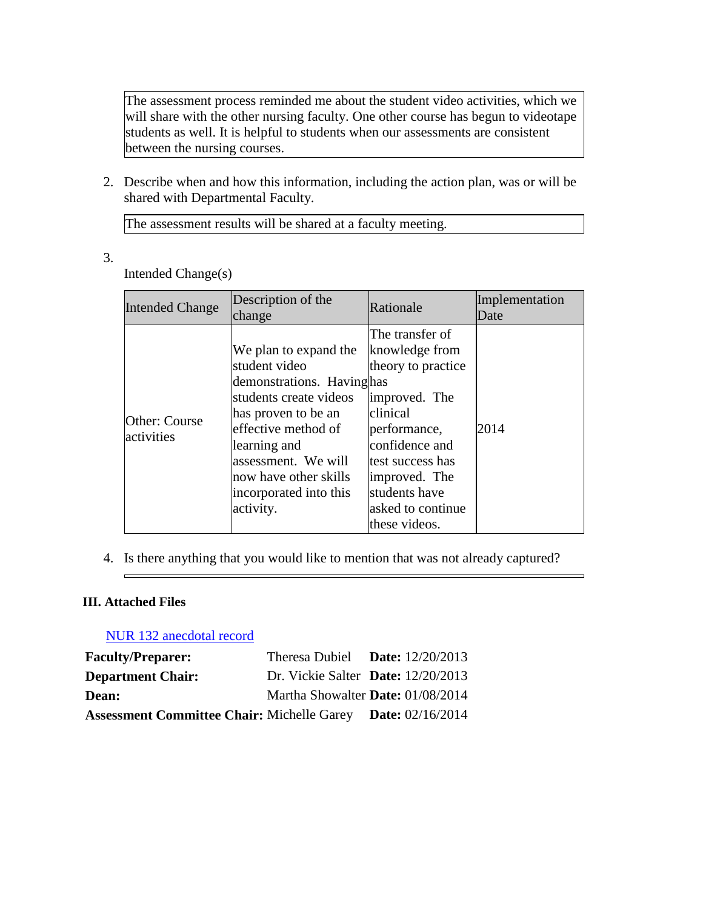The assessment process reminded me about the student video activities, which we will share with the other nursing faculty. One other course has begun to videotape students as well. It is helpful to students when our assessments are consistent between the nursing courses.

2. Describe when and how this information, including the action plan, was or will be shared with Departmental Faculty.

The assessment results will be shared at a faculty meeting.

3. Intended Change(s)

| Intended Change | Description of the change | Rationale | Implementation Date |
|---|---|---|---|
| Other: Course activities | We plan to expand the student video demonstrations. Having students create videos has proven to be an effective method of learning and assessment. We will now have other skills incorporated into this activity. | The transfer of knowledge from theory to practice has improved. The clinical performance, confidence and test success has improved. The students have asked to continue these videos. | 2014 |

4. Is there anything that you would like to mention that was not already captured?

### III. Attached Files

NUR 132 anecdotal record

| | | |
|---|---|---|
| **Faculty/Preparer:** | Theresa Dubiel | **Date:** 12/20/2013 |
| **Department Chair:** | Dr. Vickie Salter | **Date:** 12/20/2013 |
| **Dean:** | Martha Showalter | **Date:** 01/08/2014 |
| **Assessment Committee Chair:** | Michelle Garey | **Date:** 02/16/2014 |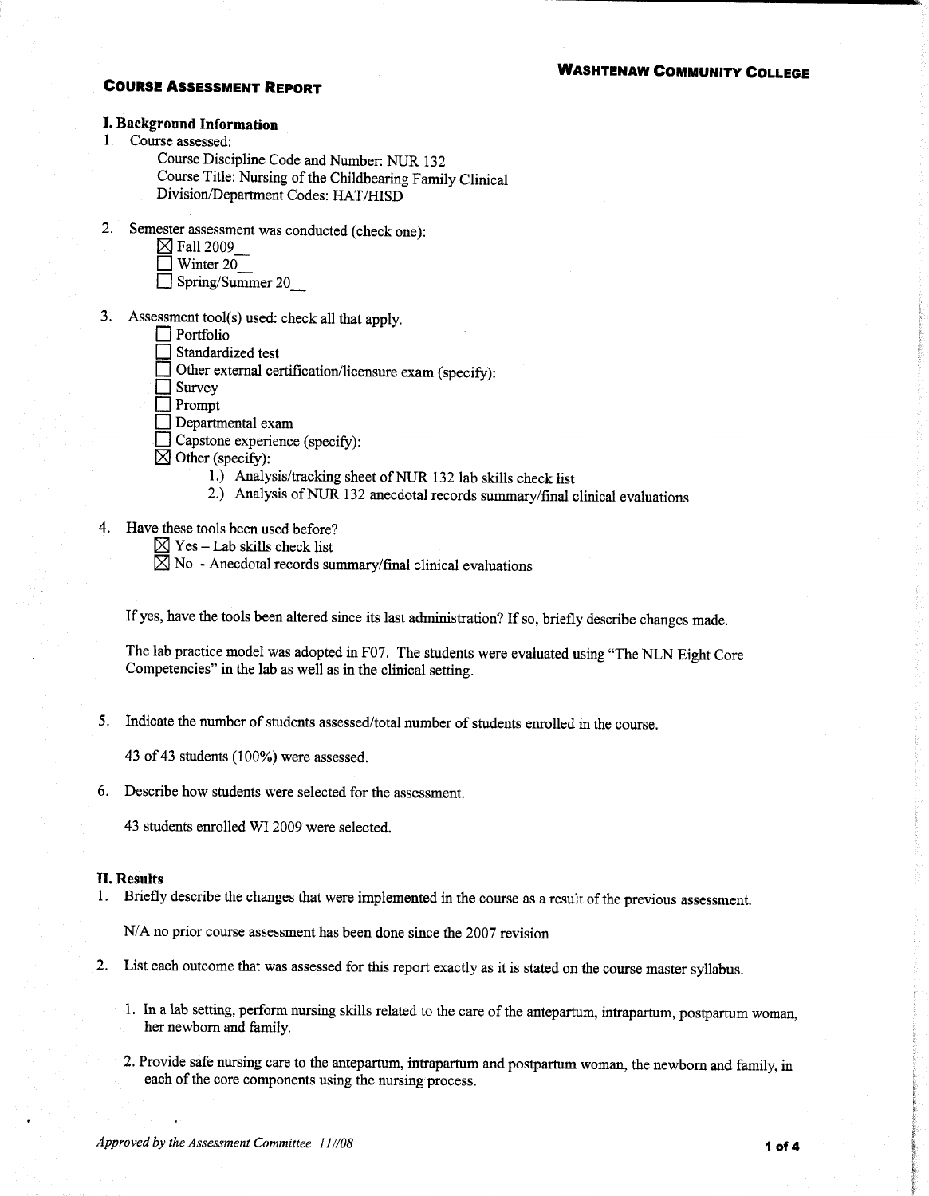**WASHTENAW COMMUNITY COLLEGE**

## COURSE ASSESSMENT REPORT

### I. Background Information

1. Course assessed:

   Course Discipline Code and Number: NUR 132
   Course Title: Nursing of the Childbearing Family Clinical
   Division/Department Codes: HAT/HISD

2. Semester assessment was conducted (check one):

   ☒ Fall 2009\_\_
   ☐ Winter 20\_\_
   ☐ Spring/Summer 20\_\_

3. Assessment tool(s) used: check all that apply.

   ☐ Portfolio
   ☐ Standardized test
   ☐ Other external certification/licensure exam (specify):
   ☐ Survey
   ☐ Prompt
   ☐ Departmental exam
   ☐ Capstone experience (specify):
   ☒ Other (specify):

   1.) Analysis/tracking sheet of NUR 132 lab skills check list
   2.) Analysis of NUR 132 anecdotal records summary/final clinical evaluations

4. Have these tools been used before?

   ☒ Yes – Lab skills check list
   ☒ No - Anecdotal records summary/final clinical evaluations

   If yes, have the tools been altered since its last administration? If so, briefly describe changes made.

   The lab practice model was adopted in F07. The students were evaluated using "The NLN Eight Core Competencies" in the lab as well as in the clinical setting.

5. Indicate the number of students assessed/total number of students enrolled in the course.

   43 of 43 students (100%) were assessed.

6. Describe how students were selected for the assessment.

   43 students enrolled WI 2009 were selected.

### II. Results

1. Briefly describe the changes that were implemented in the course as a result of the previous assessment.

   N/A no prior course assessment has been done since the 2007 revision

2. List each outcome that was assessed for this report exactly as it is stated on the course master syllabus.

   1. In a lab setting, perform nursing skills related to the care of the antepartum, intrapartum, postpartum woman, her newborn and family.
   2. Provide safe nursing care to the antepartum, intrapartum and postpartum woman, the newborn and family, in each of the core components using the nursing process.

*Approved by the Assessment Committee 11//08*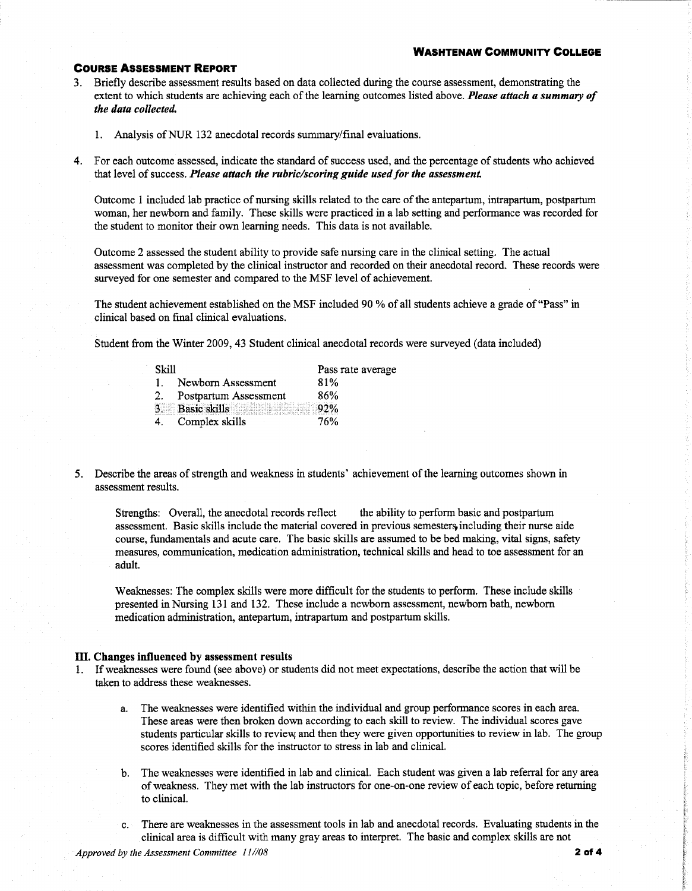## Course Assessment Report

3. Briefly describe assessment results based on data collected during the course assessment, demonstrating the extent to which students are achieving each of the learning outcomes listed above. ***Please attach a summary of the data collected.***

   1. Analysis of NUR 132 anecdotal records summary/final evaluations.

4. For each outcome assessed, indicate the standard of success used, and the percentage of students who achieved that level of success. ***Please attach the rubric/scoring guide used for the assessment.***

   Outcome 1 included lab practice of nursing skills related to the care of the antepartum, intrapartum, postpartum woman, her newborn and family. These skills were practiced in a lab setting and performance was recorded for the student to monitor their own learning needs. This data is not available.

   Outcome 2 assessed the student ability to provide safe nursing care in the clinical setting. The actual assessment was completed by the clinical instructor and recorded on their anecdotal record. These records were surveyed for one semester and compared to the MSF level of achievement.

   The student achievement established on the MSF included 90 % of all students achieve a grade of "Pass" in clinical based on final clinical evaluations.

   Student from the Winter 2009, 43 Student clinical anecdotal records were surveyed (data included)

   | Skill | Pass rate average |
   |---|---|
   | 1. Newborn Assessment | 81% |
   | 2. Postpartum Assessment | 86% |
   | 3. Basic skills | 92% |
   | 4. Complex skills | 76% |

5. Describe the areas of strength and weakness in students' achievement of the learning outcomes shown in assessment results.

   Strengths: Overall, the anecdotal records reflect the ability to perform basic and postpartum assessment. Basic skills include the material covered in previous semesters, including their nurse aide course, fundamentals and acute care. The basic skills are assumed to be bed making, vital signs, safety measures, communication, medication administration, technical skills and head to toe assessment for an adult.

   Weaknesses: The complex skills were more difficult for the students to perform. These include skills presented in Nursing 131 and 132. These include a newborn assessment, newborn bath, newborn medication administration, antepartum, intrapartum and postpartum skills.

### III. Changes influenced by assessment results

1. If weaknesses were found (see above) or students did not meet expectations, describe the action that will be taken to address these weaknesses.

   a. The weaknesses were identified within the individual and group performance scores in each area. These areas were then broken down according to each skill to review. The individual scores gave students particular skills to review, and then they were given opportunities to review in lab. The group scores identified skills for the instructor to stress in lab and clinical.

   b. The weaknesses were identified in lab and clinical. Each student was given a lab referral for any area of weakness. They met with the lab instructors for one-on-one review of each topic, before returning to clinical.

   c. There are weaknesses in the assessment tools in lab and anecdotal records. Evaluating students in the clinical area is difficult with many gray areas to interpret. The basic and complex skills are not

*Approved by the Assessment Committee 11//08*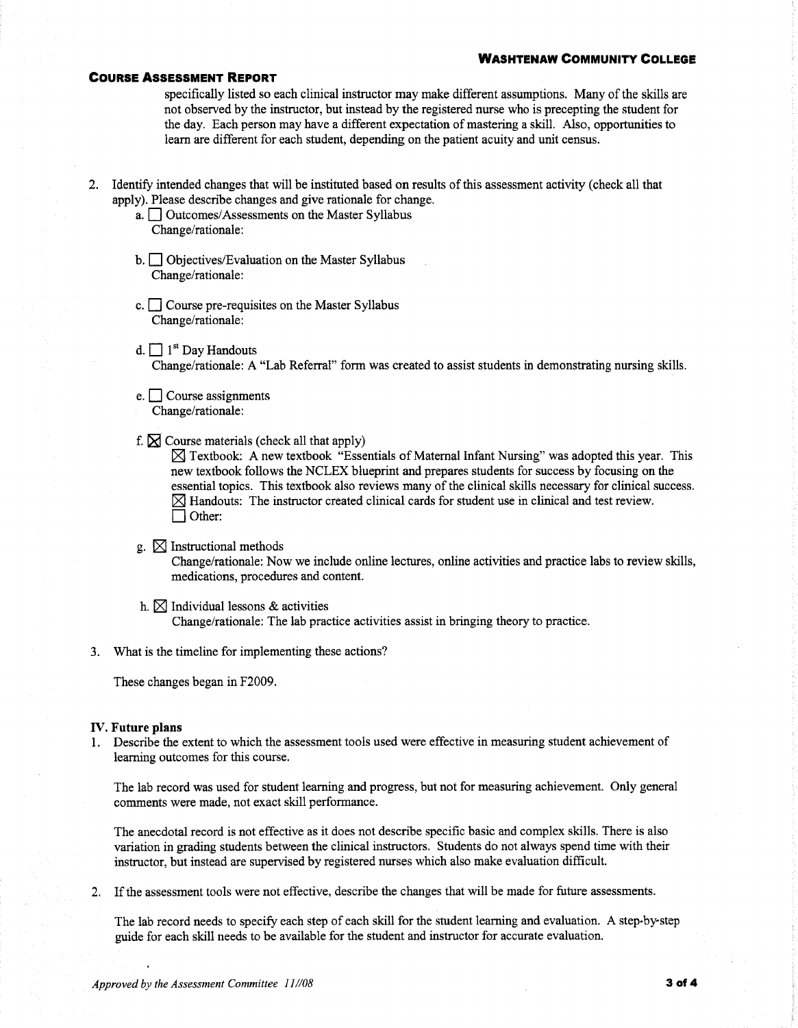specifically listed so each clinical instructor may make different assumptions. Many of the skills are not observed by the instructor, but instead by the registered nurse who is precepting the student for the day. Each person may have a different expectation of mastering a skill. Also, opportunities to learn are different for each student, depending on the patient acuity and unit census.

2. Identify intended changes that will be instituted based on results of this assessment activity (check all that apply). Please describe changes and give rationale for change.
   a. ☐ Outcomes/Assessments on the Master Syllabus
      Change/rationale:

   b. ☐ Objectives/Evaluation on the Master Syllabus
      Change/rationale:

   c. ☐ Course pre-requisites on the Master Syllabus
      Change/rationale:

   d. ☐ 1st Day Handouts
      Change/rationale: A "Lab Referral" form was created to assist students in demonstrating nursing skills.

   e. ☐ Course assignments
      Change/rationale:

   f. ☒ Course materials (check all that apply)
      ☒ Textbook: A new textbook "Essentials of Maternal Infant Nursing" was adopted this year. This new textbook follows the NCLEX blueprint and prepares students for success by focusing on the essential topics. This textbook also reviews many of the clinical skills necessary for clinical success.
      ☒ Handouts: The instructor created clinical cards for student use in clinical and test review.
      ☐ Other:

   g. ☒ Instructional methods
      Change/rationale: Now we include online lectures, online activities and practice labs to review skills, medications, procedures and content.

   h. ☒ Individual lessons & activities
      Change/rationale: The lab practice activities assist in bringing theory to practice.

3. What is the timeline for implementing these actions?

   These changes began in F2009.

## IV. Future plans

1. Describe the extent to which the assessment tools used were effective in measuring student achievement of learning outcomes for this course.

   The lab record was used for student learning and progress, but not for measuring achievement. Only general comments were made, not exact skill performance.

   The anecdotal record is not effective as it does not describe specific basic and complex skills. There is also variation in grading students between the clinical instructors. Students do not always spend time with their instructor, but instead are supervised by registered nurses which also make evaluation difficult.

2. If the assessment tools were not effective, describe the changes that will be made for future assessments.

   The lab record needs to specify each step of each skill for the student learning and evaluation. A step-by-step guide for each skill needs to be available for the student and instructor for accurate evaluation.

*Approved by the Assessment Committee 11//08*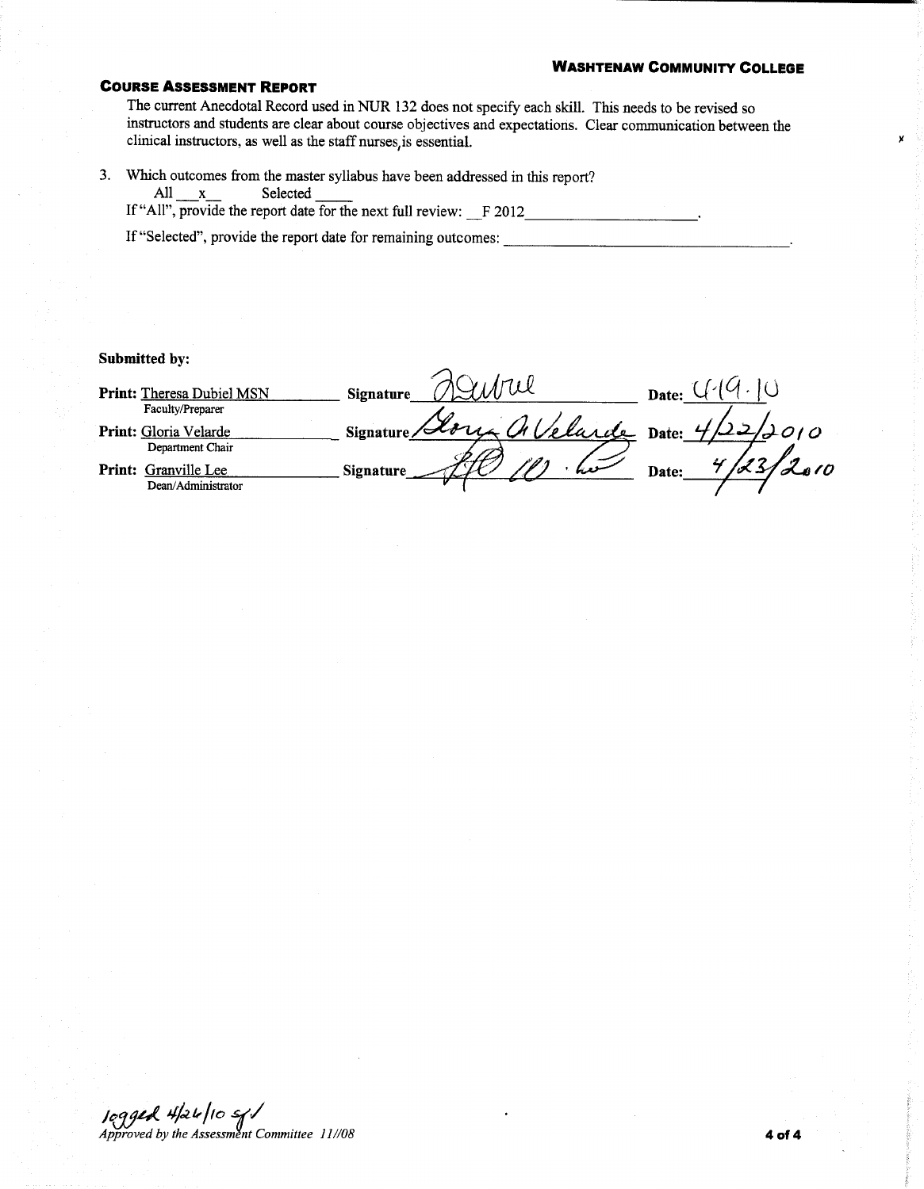**Course Assessment Report**

The current Anecdotal Record used in NUR 132 does not specify each skill. This needs to be revised so instructors and students are clear about course objectives and expectations. Clear communication between the clinical instructors, as well as the staff nurses, is essential.

3. Which outcomes from the master syllabus have been addressed in this report?
   All __x__ Selected _____
   If "All", provide the report date for the next full review: __F 2012__________.
   If "Selected", provide the report date for remaining outcomes: __________.

**Submitted by:**

**Print:** Theresa Dubiel MSN — Faculty/Preparer — Signature: TDubiel — Date: 4-19-10

**Print:** Gloria Velarde — Department Chair — Signature: Gloria A Velarde — Date: 4/22/2010

**Print:** Granville Lee — Dean/Administrator — Signature: [signature] — Date: 4/23/2010

logged 4/26/10 sv

*Approved by the Assessment Committee 11//08*